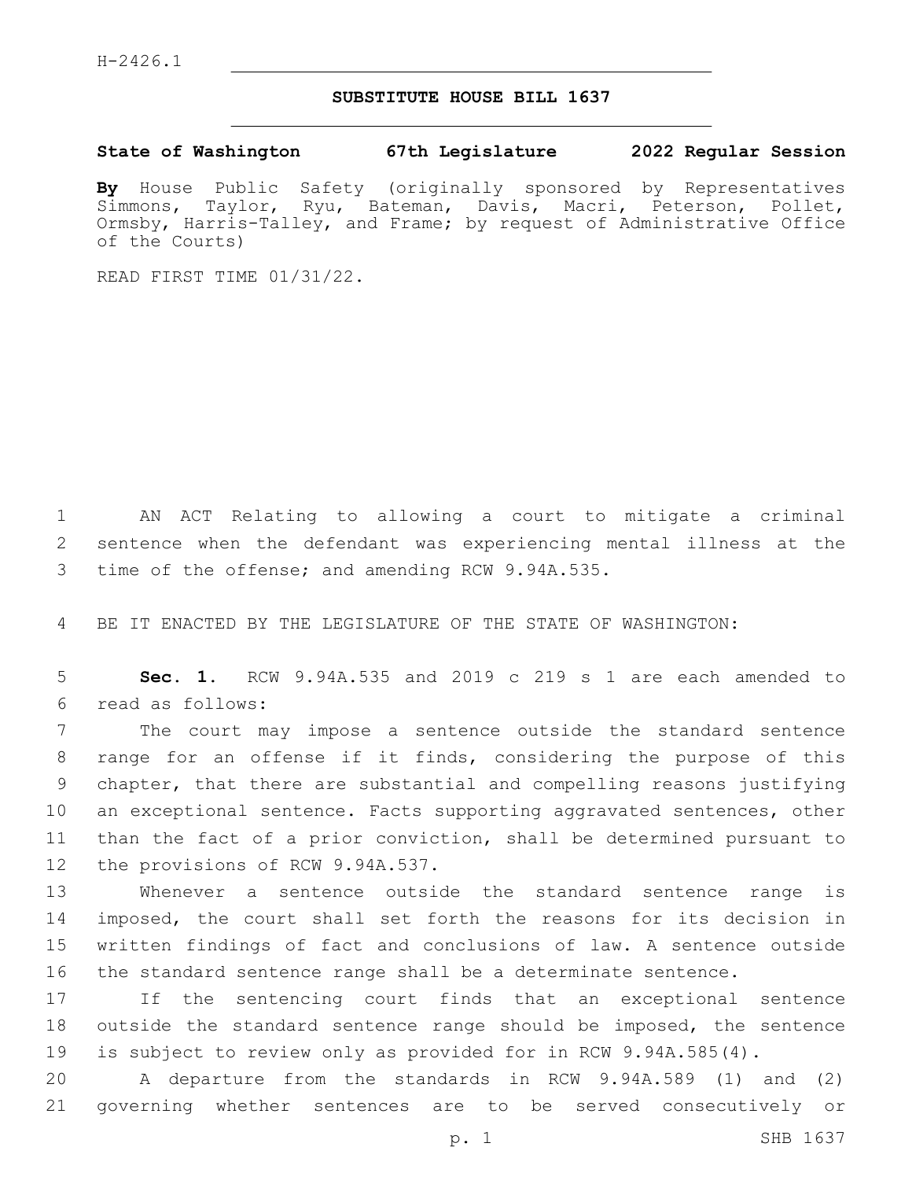H-2426.1

# SUBSTITUTE HOUSE BILL 1637

**State of Washington 67th Legislature 2022 Regular Session**

**By** House Public Safety (originally sponsored by Representatives Simmons, Taylor, Ryu, Bateman, Davis, Macri, Peterson, Pollet, Ormsby, Harris-Talley, and Frame; by request of Administrative Office of the Courts)

READ FIRST TIME 01/31/22.

AN ACT Relating to allowing a court to mitigate a criminal sentence when the defendant was experiencing mental illness at the time of the offense; and amending RCW 9.94A.535.

BE IT ENACTED BY THE LEGISLATURE OF THE STATE OF WASHINGTON:

**Sec. 1.** RCW 9.94A.535 and 2019 c 219 s 1 are each amended to read as follows:

The court may impose a sentence outside the standard sentence range for an offense if it finds, considering the purpose of this chapter, that there are substantial and compelling reasons justifying an exceptional sentence. Facts supporting aggravated sentences, other than the fact of a prior conviction, shall be determined pursuant to the provisions of RCW 9.94A.537.

Whenever a sentence outside the standard sentence range is imposed, the court shall set forth the reasons for its decision in written findings of fact and conclusions of law. A sentence outside the standard sentence range shall be a determinate sentence.

If the sentencing court finds that an exceptional sentence outside the standard sentence range should be imposed, the sentence is subject to review only as provided for in RCW 9.94A.585(4).

A departure from the standards in RCW 9.94A.589 (1) and (2) governing whether sentences are to be served consecutively or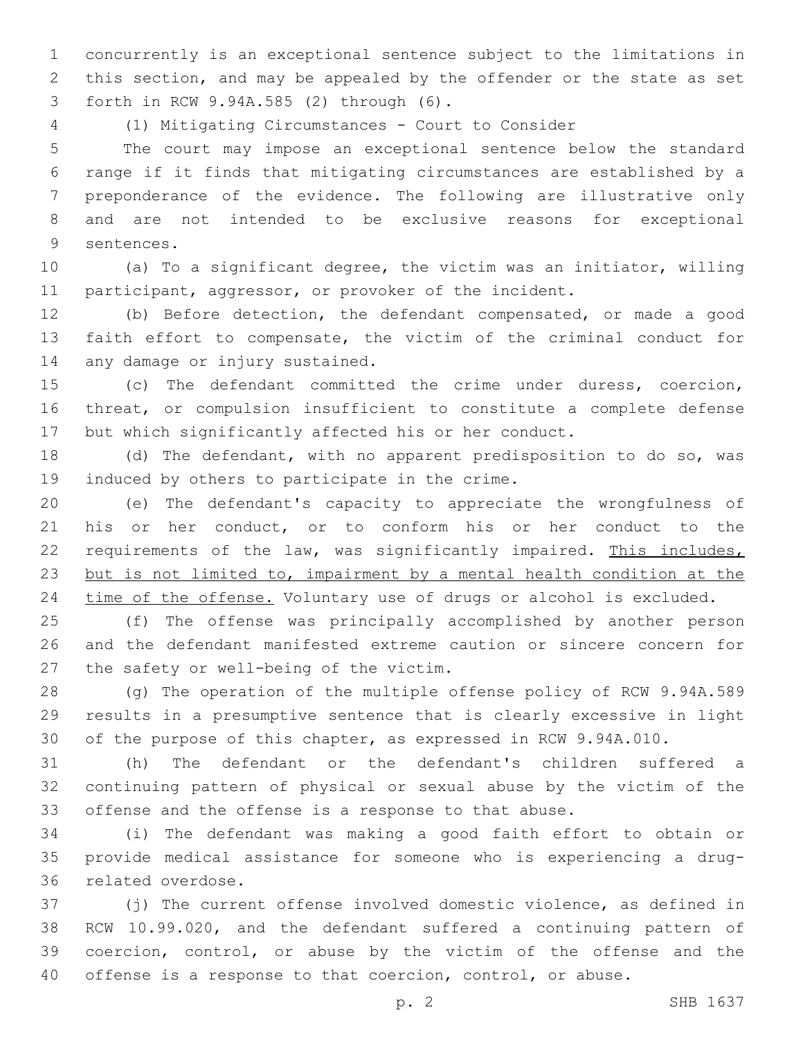concurrently is an exceptional sentence subject to the limitations in this section, and may be appealed by the offender or the state as set forth in RCW 9.94A.585 (2) through (6).

(1) Mitigating Circumstances - Court to Consider

The court may impose an exceptional sentence below the standard range if it finds that mitigating circumstances are established by a preponderance of the evidence. The following are illustrative only and are not intended to be exclusive reasons for exceptional sentences.

(a) To a significant degree, the victim was an initiator, willing participant, aggressor, or provoker of the incident.

(b) Before detection, the defendant compensated, or made a good faith effort to compensate, the victim of the criminal conduct for any damage or injury sustained.

(c) The defendant committed the crime under duress, coercion, threat, or compulsion insufficient to constitute a complete defense but which significantly affected his or her conduct.

(d) The defendant, with no apparent predisposition to do so, was induced by others to participate in the crime.

(e) The defendant's capacity to appreciate the wrongfulness of his or her conduct, or to conform his or her conduct to the requirements of the law, was significantly impaired. <u>This includes, but is not limited to, impairment by a mental health condition at the time of the offense.</u> Voluntary use of drugs or alcohol is excluded.

(f) The offense was principally accomplished by another person and the defendant manifested extreme caution or sincere concern for the safety or well-being of the victim.

(g) The operation of the multiple offense policy of RCW 9.94A.589 results in a presumptive sentence that is clearly excessive in light of the purpose of this chapter, as expressed in RCW 9.94A.010.

(h) The defendant or the defendant's children suffered a continuing pattern of physical or sexual abuse by the victim of the offense and the offense is a response to that abuse.

(i) The defendant was making a good faith effort to obtain or provide medical assistance for someone who is experiencing a drug-related overdose.

(j) The current offense involved domestic violence, as defined in RCW 10.99.020, and the defendant suffered a continuing pattern of coercion, control, or abuse by the victim of the offense and the offense is a response to that coercion, control, or abuse.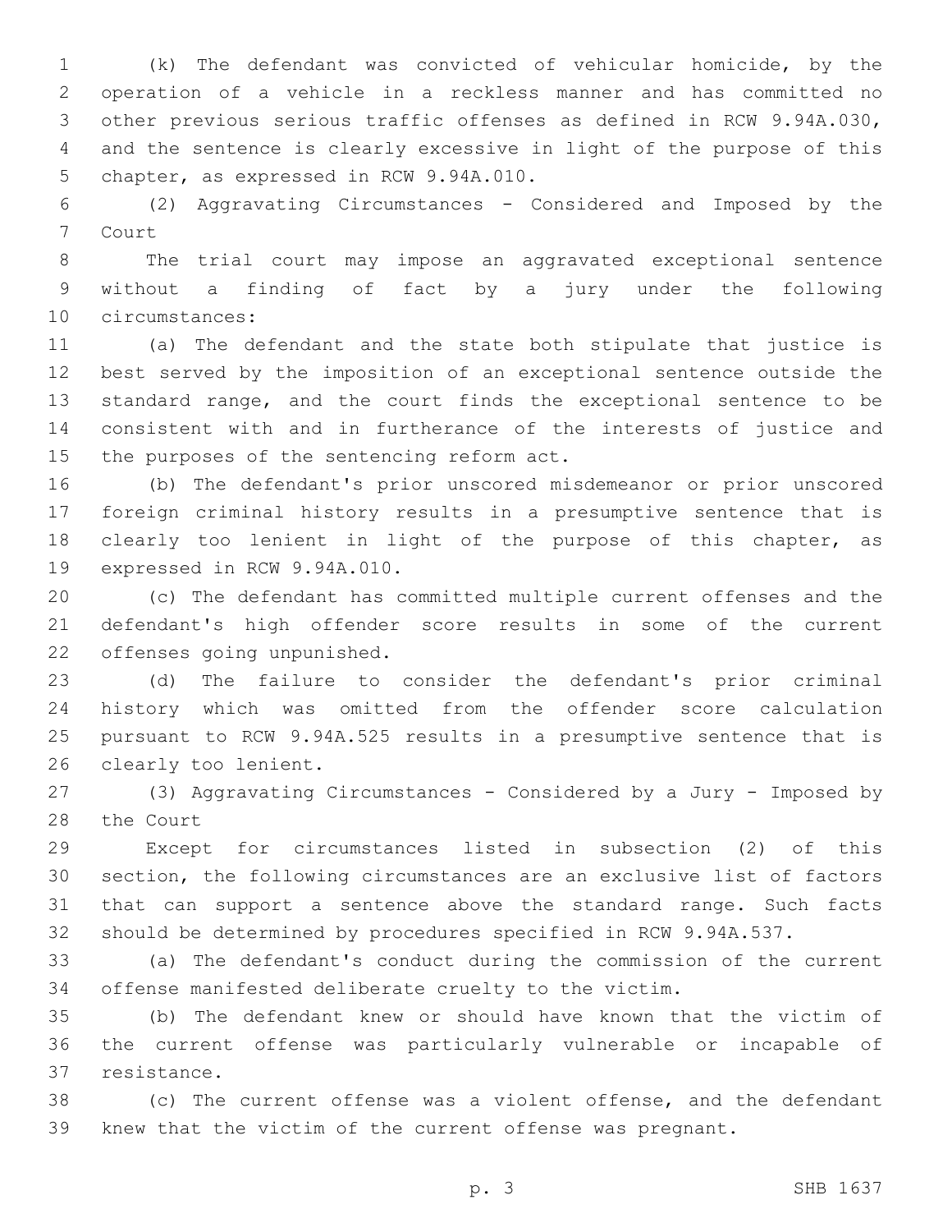(k) The defendant was convicted of vehicular homicide, by the operation of a vehicle in a reckless manner and has committed no other previous serious traffic offenses as defined in RCW 9.94A.030, and the sentence is clearly excessive in light of the purpose of this chapter, as expressed in RCW 9.94A.010.

(2) Aggravating Circumstances - Considered and Imposed by the Court

The trial court may impose an aggravated exceptional sentence without a finding of fact by a jury under the following circumstances:

(a) The defendant and the state both stipulate that justice is best served by the imposition of an exceptional sentence outside the standard range, and the court finds the exceptional sentence to be consistent with and in furtherance of the interests of justice and the purposes of the sentencing reform act.

(b) The defendant's prior unscored misdemeanor or prior unscored foreign criminal history results in a presumptive sentence that is clearly too lenient in light of the purpose of this chapter, as expressed in RCW 9.94A.010.

(c) The defendant has committed multiple current offenses and the defendant's high offender score results in some of the current offenses going unpunished.

(d) The failure to consider the defendant's prior criminal history which was omitted from the offender score calculation pursuant to RCW 9.94A.525 results in a presumptive sentence that is clearly too lenient.

(3) Aggravating Circumstances - Considered by a Jury - Imposed by the Court

Except for circumstances listed in subsection (2) of this section, the following circumstances are an exclusive list of factors that can support a sentence above the standard range. Such facts should be determined by procedures specified in RCW 9.94A.537.

(a) The defendant's conduct during the commission of the current offense manifested deliberate cruelty to the victim.

(b) The defendant knew or should have known that the victim of the current offense was particularly vulnerable or incapable of resistance.

(c) The current offense was a violent offense, and the defendant knew that the victim of the current offense was pregnant.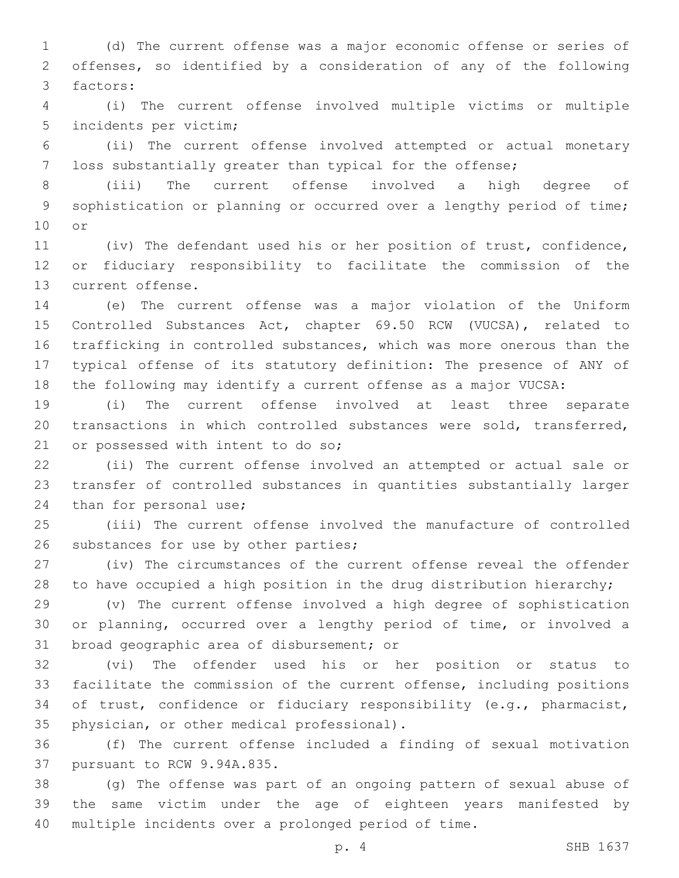(d) The current offense was a major economic offense or series of offenses, so identified by a consideration of any of the following factors:

(i) The current offense involved multiple victims or multiple incidents per victim;

(ii) The current offense involved attempted or actual monetary loss substantially greater than typical for the offense;

(iii) The current offense involved a high degree of sophistication or planning or occurred over a lengthy period of time; or

(iv) The defendant used his or her position of trust, confidence, or fiduciary responsibility to facilitate the commission of the current offense.

(e) The current offense was a major violation of the Uniform Controlled Substances Act, chapter 69.50 RCW (VUCSA), related to trafficking in controlled substances, which was more onerous than the typical offense of its statutory definition: The presence of ANY of the following may identify a current offense as a major VUCSA:

(i) The current offense involved at least three separate transactions in which controlled substances were sold, transferred, or possessed with intent to do so;

(ii) The current offense involved an attempted or actual sale or transfer of controlled substances in quantities substantially larger than for personal use;

(iii) The current offense involved the manufacture of controlled substances for use by other parties;

(iv) The circumstances of the current offense reveal the offender to have occupied a high position in the drug distribution hierarchy;

(v) The current offense involved a high degree of sophistication or planning, occurred over a lengthy period of time, or involved a broad geographic area of disbursement; or

(vi) The offender used his or her position or status to facilitate the commission of the current offense, including positions of trust, confidence or fiduciary responsibility (e.g., pharmacist, physician, or other medical professional).

(f) The current offense included a finding of sexual motivation pursuant to RCW 9.94A.835.

(g) The offense was part of an ongoing pattern of sexual abuse of the same victim under the age of eighteen years manifested by multiple incidents over a prolonged period of time.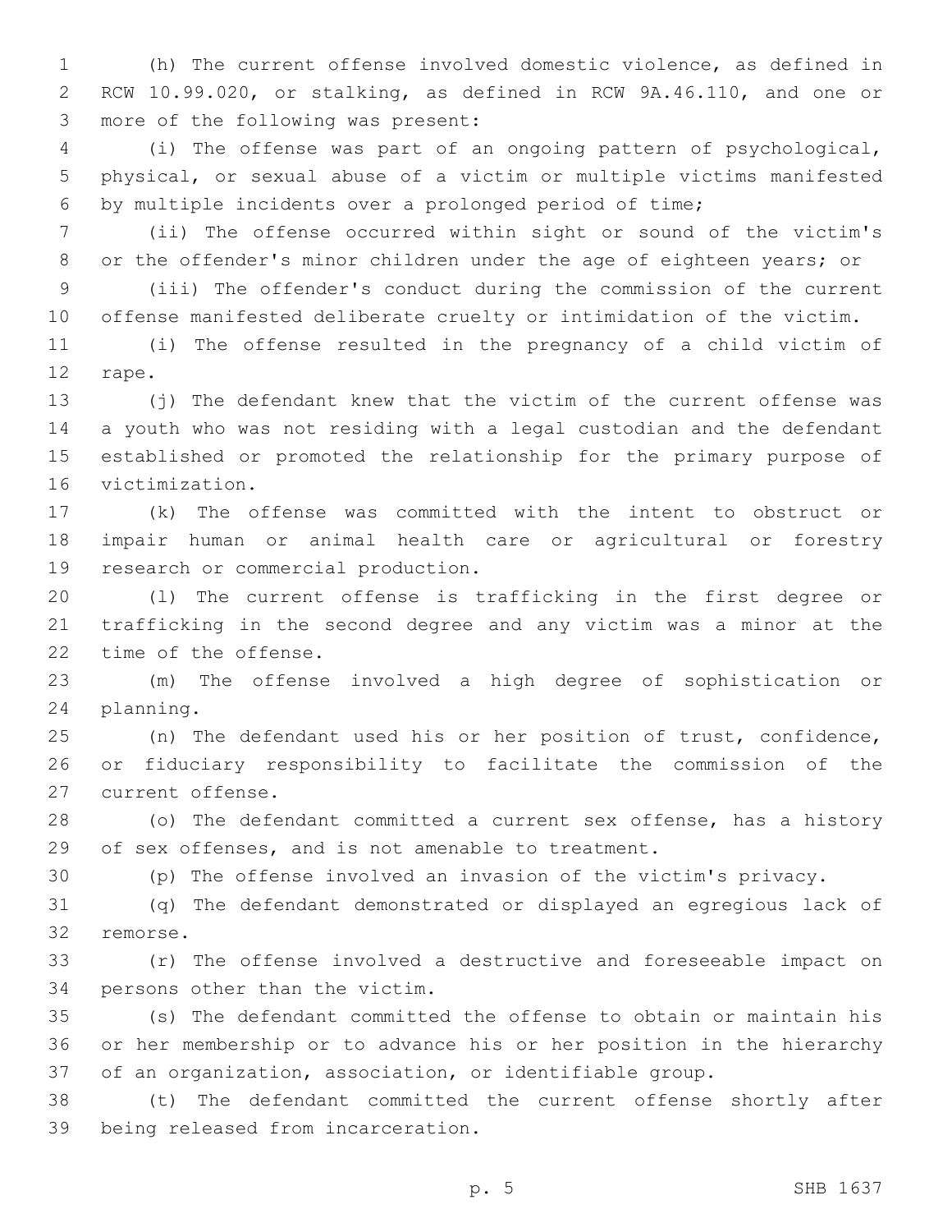(h) The current offense involved domestic violence, as defined in RCW 10.99.020, or stalking, as defined in RCW 9A.46.110, and one or more of the following was present:

(i) The offense was part of an ongoing pattern of psychological, physical, or sexual abuse of a victim or multiple victims manifested by multiple incidents over a prolonged period of time;

(ii) The offense occurred within sight or sound of the victim's or the offender's minor children under the age of eighteen years; or

(iii) The offender's conduct during the commission of the current offense manifested deliberate cruelty or intimidation of the victim.

(i) The offense resulted in the pregnancy of a child victim of rape.

(j) The defendant knew that the victim of the current offense was a youth who was not residing with a legal custodian and the defendant established or promoted the relationship for the primary purpose of victimization.

(k) The offense was committed with the intent to obstruct or impair human or animal health care or agricultural or forestry research or commercial production.

(l) The current offense is trafficking in the first degree or trafficking in the second degree and any victim was a minor at the time of the offense.

(m) The offense involved a high degree of sophistication or planning.

(n) The defendant used his or her position of trust, confidence, or fiduciary responsibility to facilitate the commission of the current offense.

(o) The defendant committed a current sex offense, has a history of sex offenses, and is not amenable to treatment.

(p) The offense involved an invasion of the victim's privacy.

(q) The defendant demonstrated or displayed an egregious lack of remorse.

(r) The offense involved a destructive and foreseeable impact on persons other than the victim.

(s) The defendant committed the offense to obtain or maintain his or her membership or to advance his or her position in the hierarchy of an organization, association, or identifiable group.

(t) The defendant committed the current offense shortly after being released from incarceration.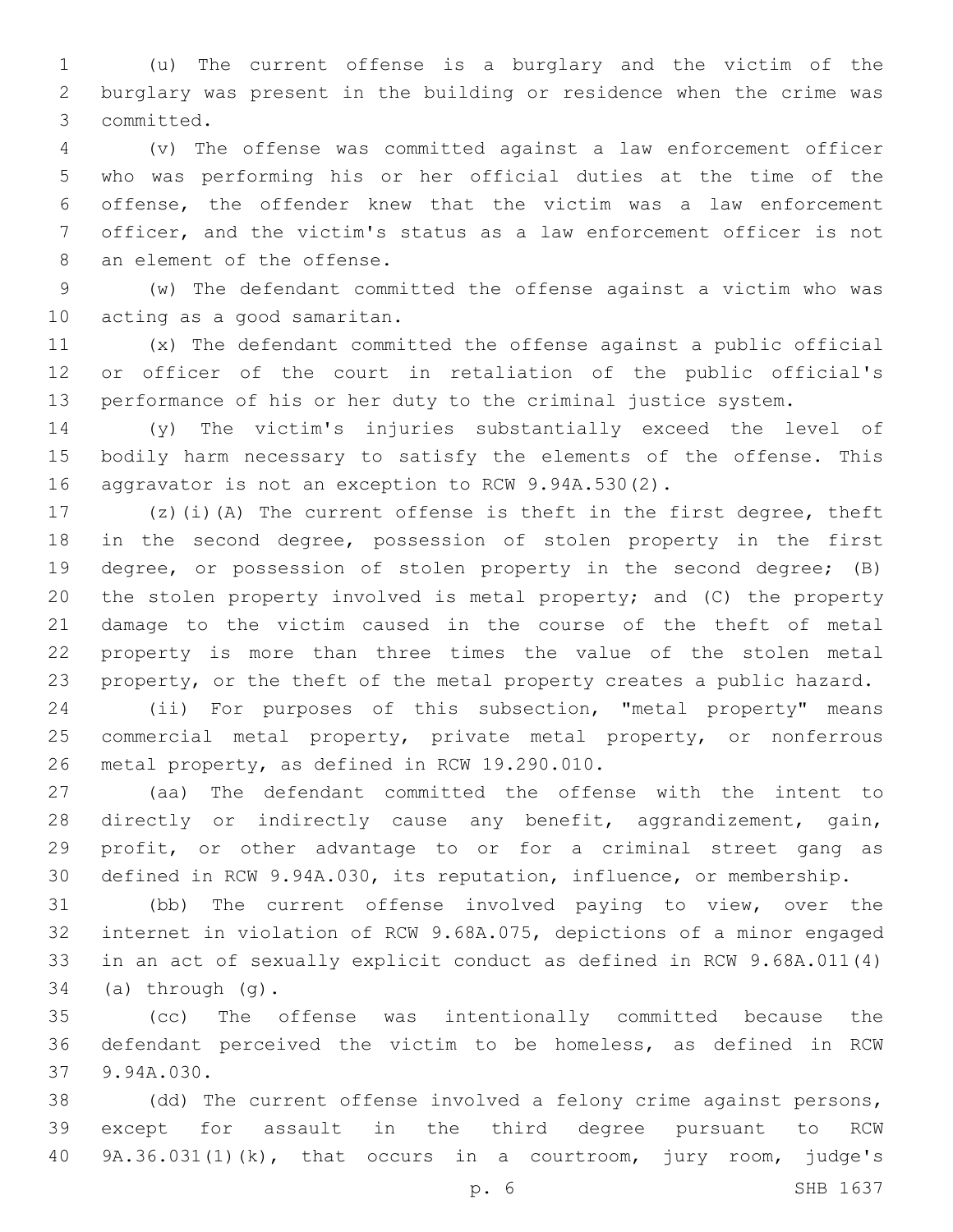(u) The current offense is a burglary and the victim of the burglary was present in the building or residence when the crime was committed.

(v) The offense was committed against a law enforcement officer who was performing his or her official duties at the time of the offense, the offender knew that the victim was a law enforcement officer, and the victim's status as a law enforcement officer is not an element of the offense.

(w) The defendant committed the offense against a victim who was acting as a good samaritan.

(x) The defendant committed the offense against a public official or officer of the court in retaliation of the public official's performance of his or her duty to the criminal justice system.

(y) The victim's injuries substantially exceed the level of bodily harm necessary to satisfy the elements of the offense. This aggravator is not an exception to RCW 9.94A.530(2).

(z)(i)(A) The current offense is theft in the first degree, theft in the second degree, possession of stolen property in the first degree, or possession of stolen property in the second degree; (B) the stolen property involved is metal property; and (C) the property damage to the victim caused in the course of the theft of metal property is more than three times the value of the stolen metal property, or the theft of the metal property creates a public hazard.

(ii) For purposes of this subsection, "metal property" means commercial metal property, private metal property, or nonferrous metal property, as defined in RCW 19.290.010.

(aa) The defendant committed the offense with the intent to directly or indirectly cause any benefit, aggrandizement, gain, profit, or other advantage to or for a criminal street gang as defined in RCW 9.94A.030, its reputation, influence, or membership.

(bb) The current offense involved paying to view, over the internet in violation of RCW 9.68A.075, depictions of a minor engaged in an act of sexually explicit conduct as defined in RCW 9.68A.011(4) (a) through (g).

(cc) The offense was intentionally committed because the defendant perceived the victim to be homeless, as defined in RCW 9.94A.030.

(dd) The current offense involved a felony crime against persons, except for assault in the third degree pursuant to RCW 9A.36.031(1)(k), that occurs in a courtroom, jury room, judge's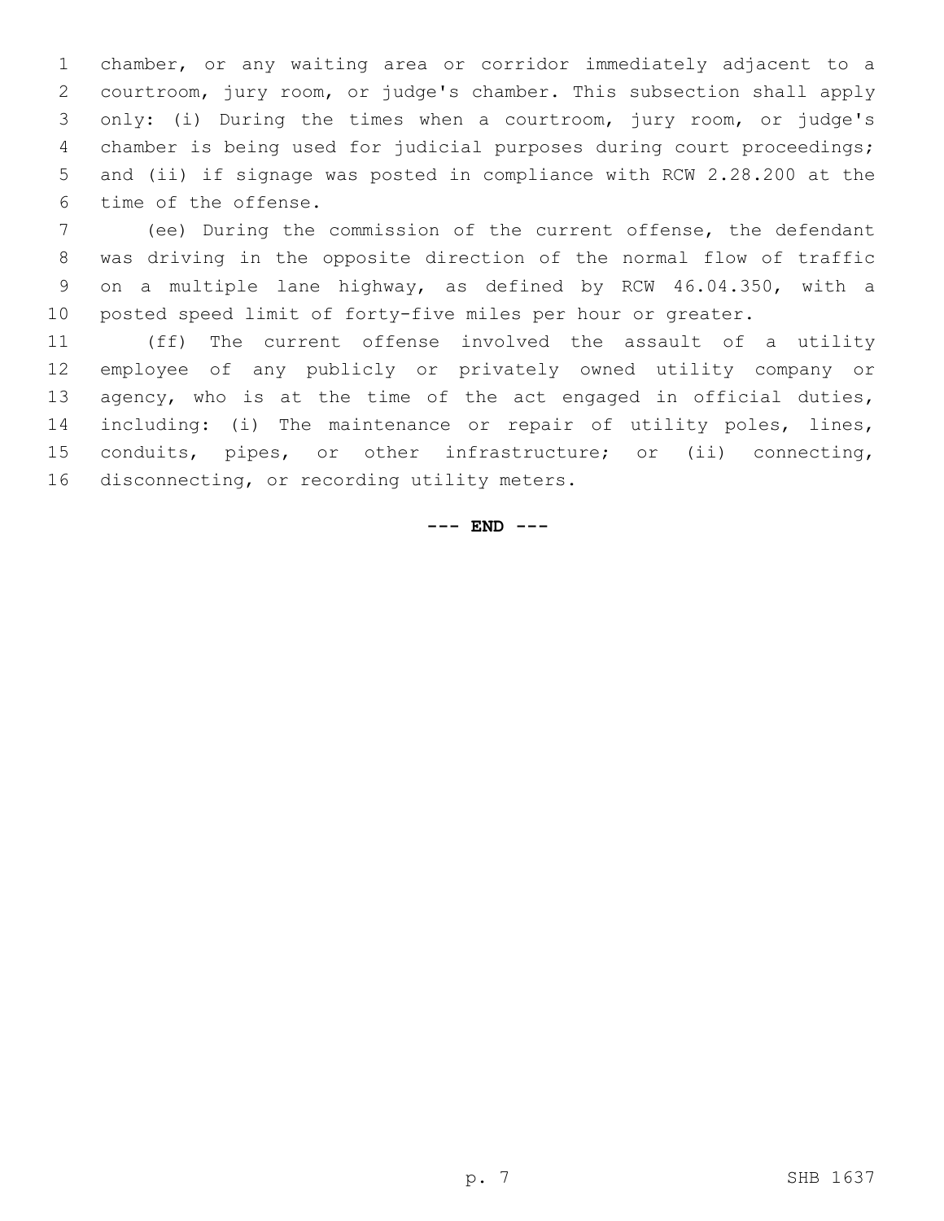chamber, or any waiting area or corridor immediately adjacent to a courtroom, jury room, or judge's chamber. This subsection shall apply only: (i) During the times when a courtroom, jury room, or judge's chamber is being used for judicial purposes during court proceedings; and (ii) if signage was posted in compliance with RCW 2.28.200 at the time of the offense.

(ee) During the commission of the current offense, the defendant was driving in the opposite direction of the normal flow of traffic on a multiple lane highway, as defined by RCW 46.04.350, with a posted speed limit of forty-five miles per hour or greater.

(ff) The current offense involved the assault of a utility employee of any publicly or privately owned utility company or agency, who is at the time of the act engaged in official duties, including: (i) The maintenance or repair of utility poles, lines, conduits, pipes, or other infrastructure; or (ii) connecting, disconnecting, or recording utility meters.

**--- END ---**